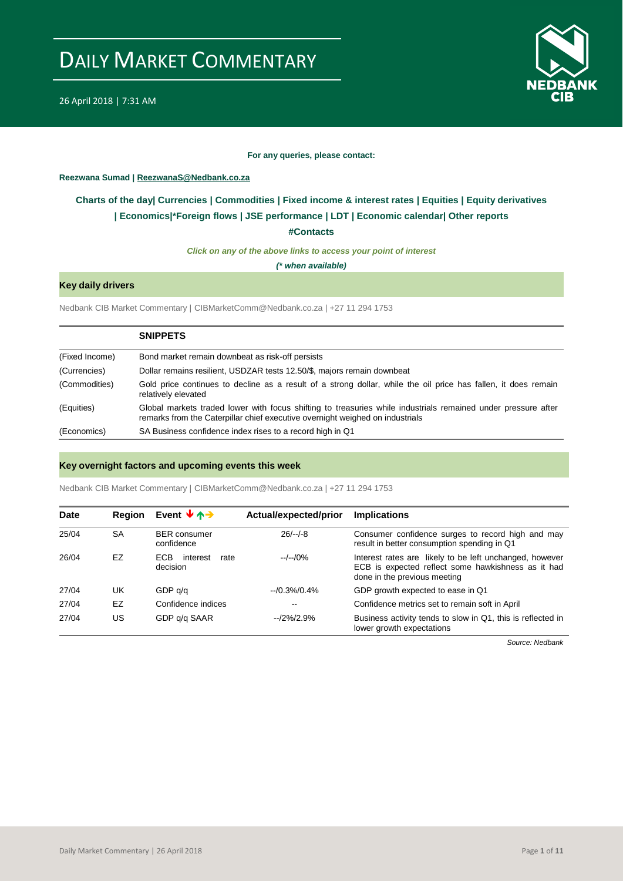# DAILY MARKET COMMENTARY

26 April 2018 | 7:31 AM

**For any queries, please contact:**

**Reezwana Sumad | ReezwanaS@Nedbank.co.za**

**Charts of the day| Currencies | Commodities | Fixed income & interest rates | Equities | Equity derivatives | Economics|*Foreign flows | JSE performance | LDT | Economic calendar| Other reports**

**#Contacts**

***Click on any of the above links to access your point of interest***

***(\* when available)***

## Key daily drivers

Nedbank CIB Market Commentary | CIBMarketComm@Nedbank.co.za | +27 11 294 1753

| | **SNIPPETS** |
|---|---|
| (Fixed Income) | Bond market remain downbeat as risk-off persists |
| (Currencies) | Dollar remains resilient, USDZAR tests 12.50/$, majors remain downbeat |
| (Commodities) | Gold price continues to decline as a result of a strong dollar, while the oil price has fallen, it does remain relatively elevated |
| (Equities) | Global markets traded lower with focus shifting to treasuries while industrials remained under pressure after remarks from the Caterpillar chief executive overnight weighed on industrials |
| (Economics) | SA Business confidence index rises to a record high in Q1 |

## Key overnight factors and upcoming events this week

Nedbank CIB Market Commentary | CIBMarketComm@Nedbank.co.za | +27 11 294 1753

| Date | Region | Event | Actual/expected/prior | Implications |
|---|---|---|---|---|
| 25/04 | SA | BER consumer confidence | 26/--/-8 | Consumer confidence surges to record high and may result in better consumption spending in Q1 |
| 26/04 | EZ | ECB interest rate decision | --/--/0% | Interest rates are likely to be left unchanged, however ECB is expected reflect some hawkishness as it had done in the previous meeting |
| 27/04 | UK | GDP q/q | --/0.3%/0.4% | GDP growth expected to ease in Q1 |
| 27/04 | EZ | Confidence indices | -- | Confidence metrics set to remain soft in April |
| 27/04 | US | GDP q/q SAAR | --/2%/2.9% | Business activity tends to slow in Q1, this is reflected in lower growth expectations |

*Source: Nedbank*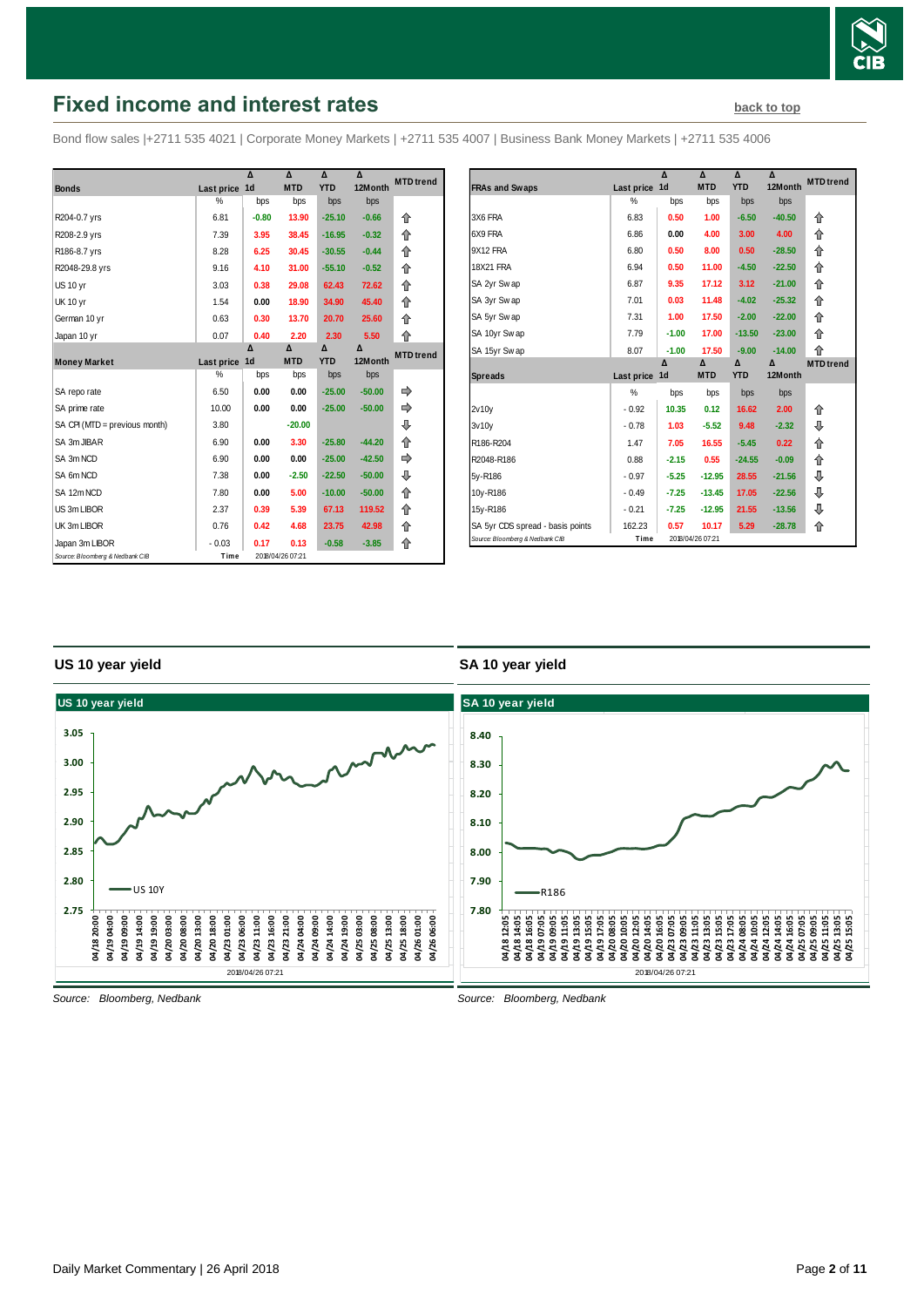# Fixed income and interest rates

back to top

Bond flow sales |+2711 535 4021 | Corporate Money Markets | +2711 535 4007 | Business Bank Money Markets | +2711 535 4006

| Bonds | Last price | Δ 1d | Δ MTD | Δ YTD | Δ 12Month | MTD trend |
|---|---|---|---|---|---|---|
| | % | bps | bps | bps | bps | |
| R204-0.7 yrs | 6.81 | -0.80 | 13.90 | -25.10 | -0.66 | ⇧ |
| R208-2.9 yrs | 7.39 | 3.95 | 38.45 | -16.95 | -0.32 | ⇧ |
| R186-8.7 yrs | 8.28 | 6.25 | 30.45 | -30.55 | -0.44 | ⇧ |
| R2048-29.8 yrs | 9.16 | 4.10 | 31.00 | -55.10 | -0.52 | ⇧ |
| US 10 yr | 3.03 | 0.38 | 29.08 | 62.43 | 72.62 | ⇧ |
| UK 10 yr | 1.54 | 0.00 | 18.90 | 34.90 | 45.40 | ⇧ |
| German 10 yr | 0.63 | 0.30 | 13.70 | 20.70 | 25.60 | ⇧ |
| Japan 10 yr | 0.07 | 0.40 | 2.20 | 2.30 | 5.50 | ⇧ |
| **Money Market** | **Last price** | **Δ 1d** | **Δ MTD** | **Δ YTD** | **Δ 12Month** | **MTD trend** |
| | % | bps | bps | bps | bps | |
| SA repo rate | 6.50 | 0.00 | 0.00 | -25.00 | -50.00 | ⇨ |
| SA prime rate | 10.00 | 0.00 | 0.00 | -25.00 | -50.00 | ⇨ |
| SA CPI (MTD = previous month) | 3.80 | | -20.00 | | | ⇩ |
| SA 3m JIBAR | 6.90 | 0.00 | 3.30 | -25.80 | -44.20 | ⇧ |
| SA 3m NCD | 6.90 | 0.00 | 0.00 | -25.00 | -42.50 | ⇨ |
| SA 6m NCD | 7.38 | 0.00 | -2.50 | -22.50 | -50.00 | ⇩ |
| SA 12m NCD | 7.80 | 0.00 | 5.00 | -10.00 | -50.00 | ⇧ |
| US 3m LIBOR | 2.37 | 0.39 | 5.39 | 67.13 | 119.52 | ⇧ |
| UK 3m LIBOR | 0.76 | 0.42 | 4.68 | 23.75 | 42.98 | ⇧ |
| Japan 3m LIBOR | - 0.03 | 0.17 | 0.13 | -0.58 | -3.85 | ⇧ |

Source: Bloomberg & Nedbank CIB — Time 2018/04/26 07:21

| FRAs and Swaps | Last price | Δ 1d | Δ MTD | Δ YTD | Δ 12Month | MTD trend |
|---|---|---|---|---|---|---|
| | % | bps | bps | bps | bps | |
| 3X6 FRA | 6.83 | 0.50 | 1.00 | -6.50 | -40.50 | ⇧ |
| 6X9 FRA | 6.86 | 0.00 | 4.00 | 3.00 | 4.00 | ⇧ |
| 9X12 FRA | 6.80 | 0.50 | 8.00 | 0.50 | -28.50 | ⇧ |
| 18X21 FRA | 6.94 | 0.50 | 11.00 | -4.50 | -22.50 | ⇧ |
| SA 2yr Swap | 6.87 | 9.35 | 17.12 | 3.12 | -21.00 | ⇧ |
| SA 3yr Swap | 7.01 | 0.03 | 11.48 | -4.02 | -25.32 | ⇧ |
| SA 5yr Swap | 7.31 | 1.00 | 17.50 | -2.00 | -22.00 | ⇧ |
| SA 10yr Swap | 7.79 | -1.00 | 17.00 | -13.50 | -23.00 | ⇧ |
| SA 15yr Swap | 8.07 | -1.00 | 17.50 | -9.00 | -14.00 | ⇧ |
| **Spreads** | **Last price** | **Δ 1d** | **Δ MTD** | **Δ YTD** | **Δ 12Month** | **MTD trend** |
| | % | bps | bps | bps | bps | |
| 2v10y | - 0.92 | 10.35 | 0.12 | 16.62 | 2.00 | ⇧ |
| 3v10y | - 0.78 | 1.03 | -5.52 | 9.48 | -2.32 | ⇩ |
| R186-R204 | 1.47 | 7.05 | 16.55 | -5.45 | 0.22 | ⇧ |
| R2048-R186 | 0.88 | -2.15 | 0.55 | -24.55 | -0.09 | ⇧ |
| 5y-R186 | - 0.97 | -5.25 | -12.95 | 28.55 | -21.56 | ⇩ |
| 10y-R186 | - 0.49 | -7.25 | -13.45 | 17.05 | -22.56 | ⇩ |
| 15y-R186 | - 0.21 | -7.25 | -12.95 | 21.55 | -13.56 | ⇩ |
| SA 5yr CDS spread - basis points | 162.23 | 0.57 | 10.17 | 5.29 | -28.78 | ⇧ |

Source: Bloomberg & Nedbank CIB — Time 2018/04/26 07:21

## US 10 year yield

Source: Bloomberg, Nedbank

## SA 10 year yield

Source: Bloomberg, Nedbank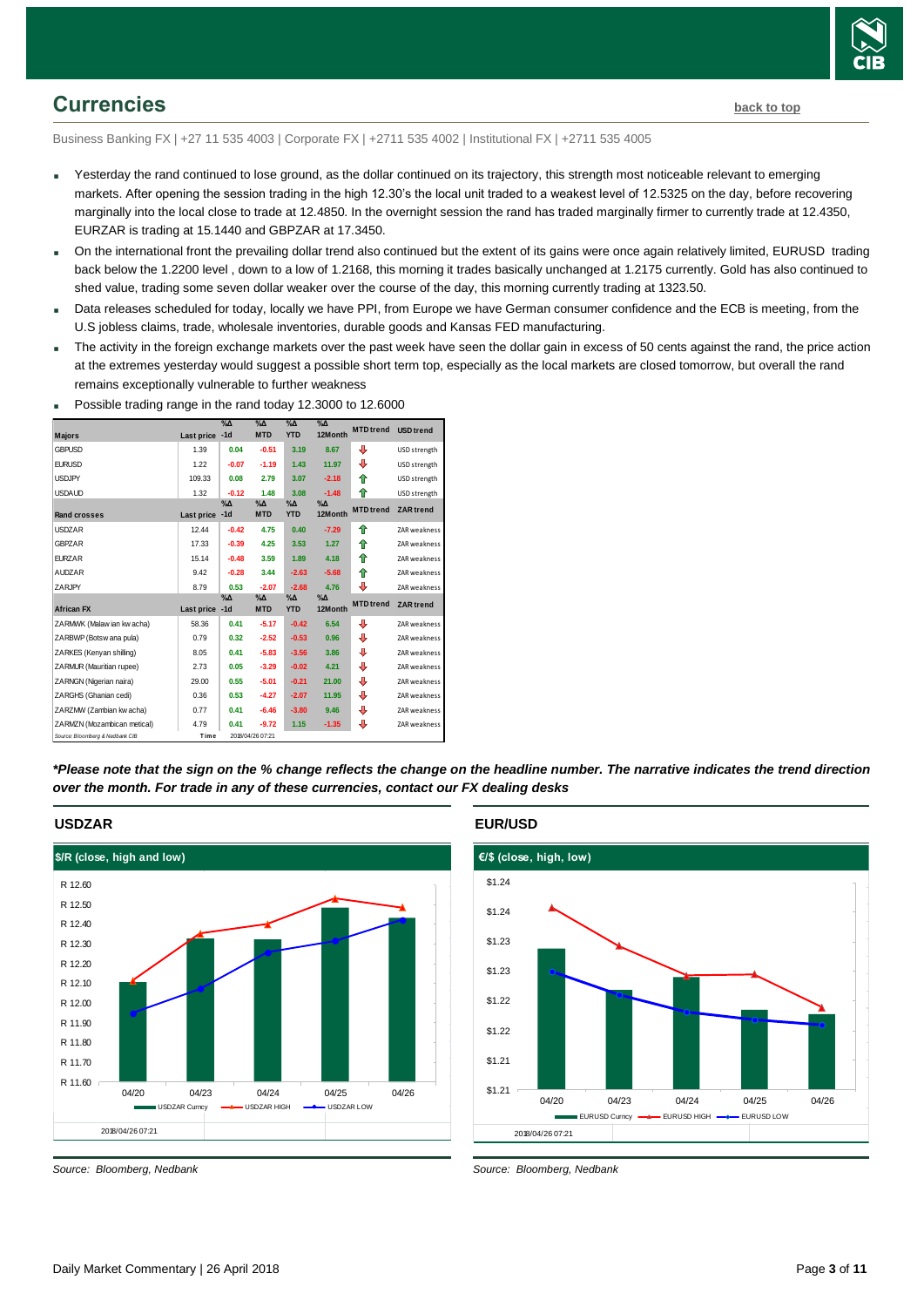## Currencies

back to top

Business Banking FX | +27 11 535 4003 | Corporate FX | +2711 535 4002 | Institutional FX | +2711 535 4005

- Yesterday the rand continued to lose ground, as the dollar continued on its trajectory, this strength most noticeable relevant to emerging markets. After opening the session trading in the high 12.30's the local unit traded to a weakest level of 12.5325 on the day, before recovering marginally into the local close to trade at 12.4850. In the overnight session the rand has traded marginally firmer to currently trade at 12.4350, EURZAR is trading at 15.1440 and GBPZAR at 17.3450.
- On the international front the prevailing dollar trend also continued but the extent of its gains were once again relatively limited, EURUSD trading back below the 1.2200 level , down to a low of 1.2168, this morning it trades basically unchanged at 1.2175 currently. Gold has also continued to shed value, trading some seven dollar weaker over the course of the day, this morning currently trading at 1323.50.
- Data releases scheduled for today, locally we have PPI, from Europe we have German consumer confidence and the ECB is meeting, from the U.S jobless claims, trade, wholesale inventories, durable goods and Kansas FED manufacturing.
- The activity in the foreign exchange markets over the past week have seen the dollar gain in excess of 50 cents against the rand, the price action at the extremes yesterday would suggest a possible short term top, especially as the local markets are closed tomorrow, but overall the rand remains exceptionally vulnerable to further weakness
- Possible trading range in the rand today 12.3000 to 12.6000

| Majors | Last price | %Δ -1d | %Δ MTD | %Δ YTD | %Δ 12Month | MTD trend | USD trend |
|---|---|---|---|---|---|---|---|
| GBPUSD | 1.39 | 0.04 | -0.51 | 3.19 | 8.67 | ⇩ | USD strength |
| EURUSD | 1.22 | -0.07 | -1.19 | 1.43 | 11.97 | ⇩ | USD strength |
| USDJPY | 109.33 | 0.08 | 2.79 | 3.07 | -2.18 | ⇧ | USD strength |
| USDAUD | 1.32 | -0.12 | 1.48 | 3.08 | -1.48 | ⇧ | USD strength |
| **Rand crosses** | **Last price** | **%Δ -1d** | **%Δ MTD** | **%Δ YTD** | **%Δ 12Month** | **MTD trend** | **ZAR trend** |
| USDZAR | 12.44 | -0.42 | 4.75 | 0.40 | -7.29 | ⇧ | ZAR weakness |
| GBPZAR | 17.33 | -0.39 | 4.25 | 3.53 | 1.27 | ⇧ | ZAR weakness |
| EURZAR | 15.14 | -0.48 | 3.59 | 1.89 | 4.18 | ⇧ | ZAR weakness |
| AUDZAR | 9.42 | -0.28 | 3.44 | -2.63 | -5.68 | ⇧ | ZAR weakness |
| ZARJPY | 8.79 | 0.53 | -2.07 | -2.68 | 4.76 | ⇩ | ZAR weakness |
| **African FX** | **Last price** | **%Δ -1d** | **%Δ MTD** | **%Δ YTD** | **%Δ 12Month** | **MTD trend** | **ZAR trend** |
| ZARMWK (Malawian kwacha) | 58.36 | 0.41 | -5.17 | -0.42 | 6.54 | ⇩ | ZAR weakness |
| ZARBWP (Botswana pula) | 0.79 | 0.32 | -2.52 | -0.53 | 0.96 | ⇩ | ZAR weakness |
| ZARKES (Kenyan shilling) | 8.05 | 0.41 | -5.83 | -3.56 | 3.86 | ⇩ | ZAR weakness |
| ZARMUR (Mauritian rupee) | 2.73 | 0.05 | -3.29 | -0.02 | 4.21 | ⇩ | ZAR weakness |
| ZARNGN (Nigerian naira) | 29.00 | 0.55 | -5.01 | -0.21 | 21.00 | ⇩ | ZAR weakness |
| ZARGHS (Ghanian cedi) | 0.36 | 0.53 | -4.27 | -2.07 | 11.95 | ⇩ | ZAR weakness |
| ZARZMW (Zambian kwacha) | 0.77 | 0.41 | -6.46 | -3.80 | 9.46 | ⇩ | ZAR weakness |
| ZARMZN (Mozambican metical) | 4.79 | 0.41 | -9.72 | 1.15 | -1.35 | ⇩ | ZAR weakness |

Source: Bloomberg & Nedbank CIB Time 2018/04/26 07:21

***\*Please note that the sign on the % change reflects the change on the headline number. The narrative indicates the trend direction over the month. For trade in any of these currencies, contact our FX dealing desks***

### USDZAR

$/R (close, high and low)

Source: Bloomberg, Nedbank

### EUR/USD

€/$ (close, high, low)

Source: Bloomberg, Nedbank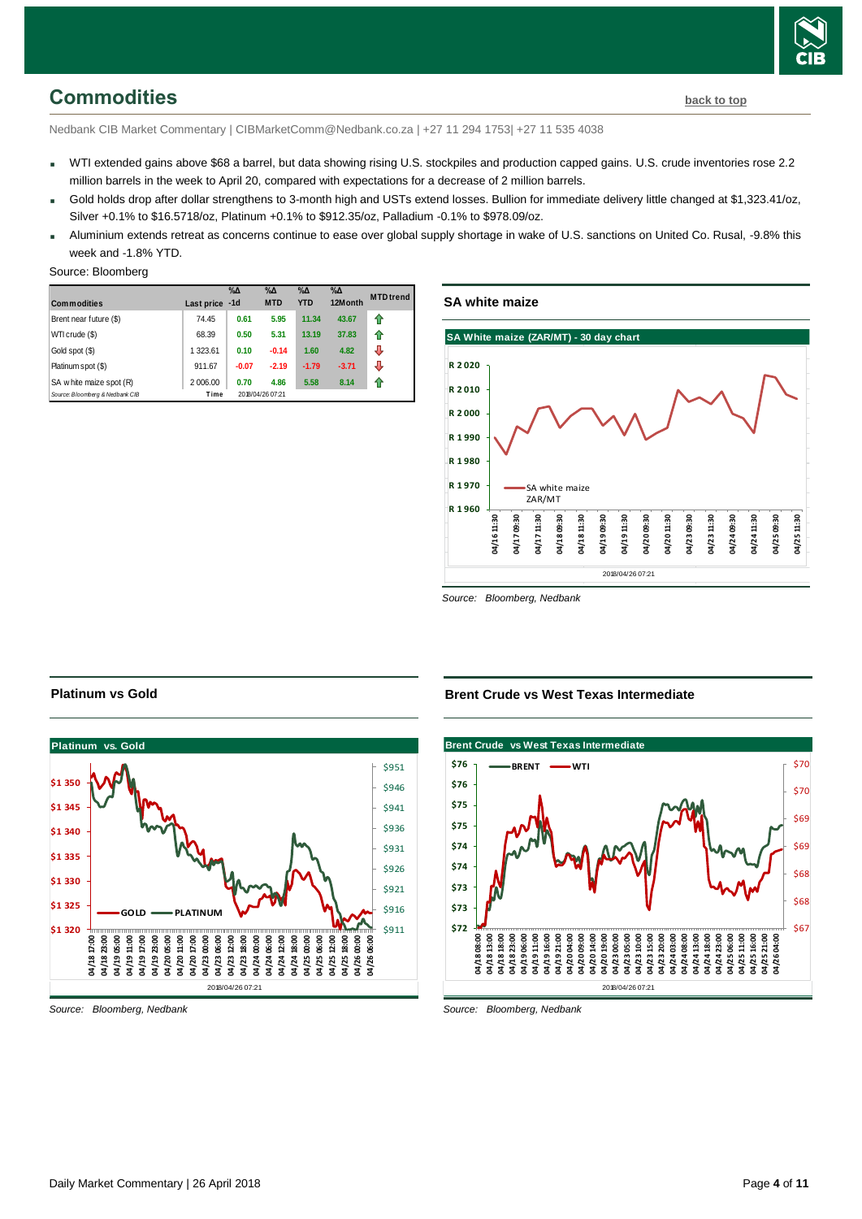## Commodities

back to top

Nedbank CIB Market Commentary | CIBMarketComm@Nedbank.co.za | +27 11 294 1753| +27 11 535 4038

- WTI extended gains above $68 a barrel, but data showing rising U.S. stockpiles and production capped gains. U.S. crude inventories rose 2.2 million barrels in the week to April 20, compared with expectations for a decrease of 2 million barrels.
- Gold holds drop after dollar strengthens to 3-month high and USTs extend losses. Bullion for immediate delivery little changed at $1,323.41/oz, Silver +0.1% to $16.5718/oz, Platinum +0.1% to $912.35/oz, Palladium -0.1% to $978.09/oz.
- Aluminium extends retreat as concerns continue to ease over global supply shortage in wake of U.S. sanctions on United Co. Rusal, -9.8% this week and -1.8% YTD.

Source: Bloomberg

| Commodities | Last price | %Δ -1d | %Δ MTD | %Δ YTD | %Δ 12Month | MTD trend |
|---|---|---|---|---|---|---|
| Brent near future ($) | 74.45 | 0.61 | 5.95 | 11.34 | 43.67 | ⇧ |
| WTI crude ($) | 68.39 | 0.50 | 5.31 | 13.19 | 37.83 | ⇧ |
| Gold spot ($) | 1 323.61 | 0.10 | -0.14 | 1.60 | 4.82 | ⇩ |
| Platinum spot ($) | 911.67 | -0.07 | -2.19 | -1.79 | -3.71 | ⇩ |
| SA white maize spot (R) | 2 006.00 | 0.70 | 4.86 | 5.58 | 8.14 | ⇧ |
| Source: Bloomberg & Nedbank CIB | Time | 2018/04/26 07:21 | | | | |

### SA white maize

Source: Bloomberg, Nedbank

### Platinum vs Gold

Source: Bloomberg, Nedbank

### Brent Crude vs West Texas Intermediate

Source: Bloomberg, Nedbank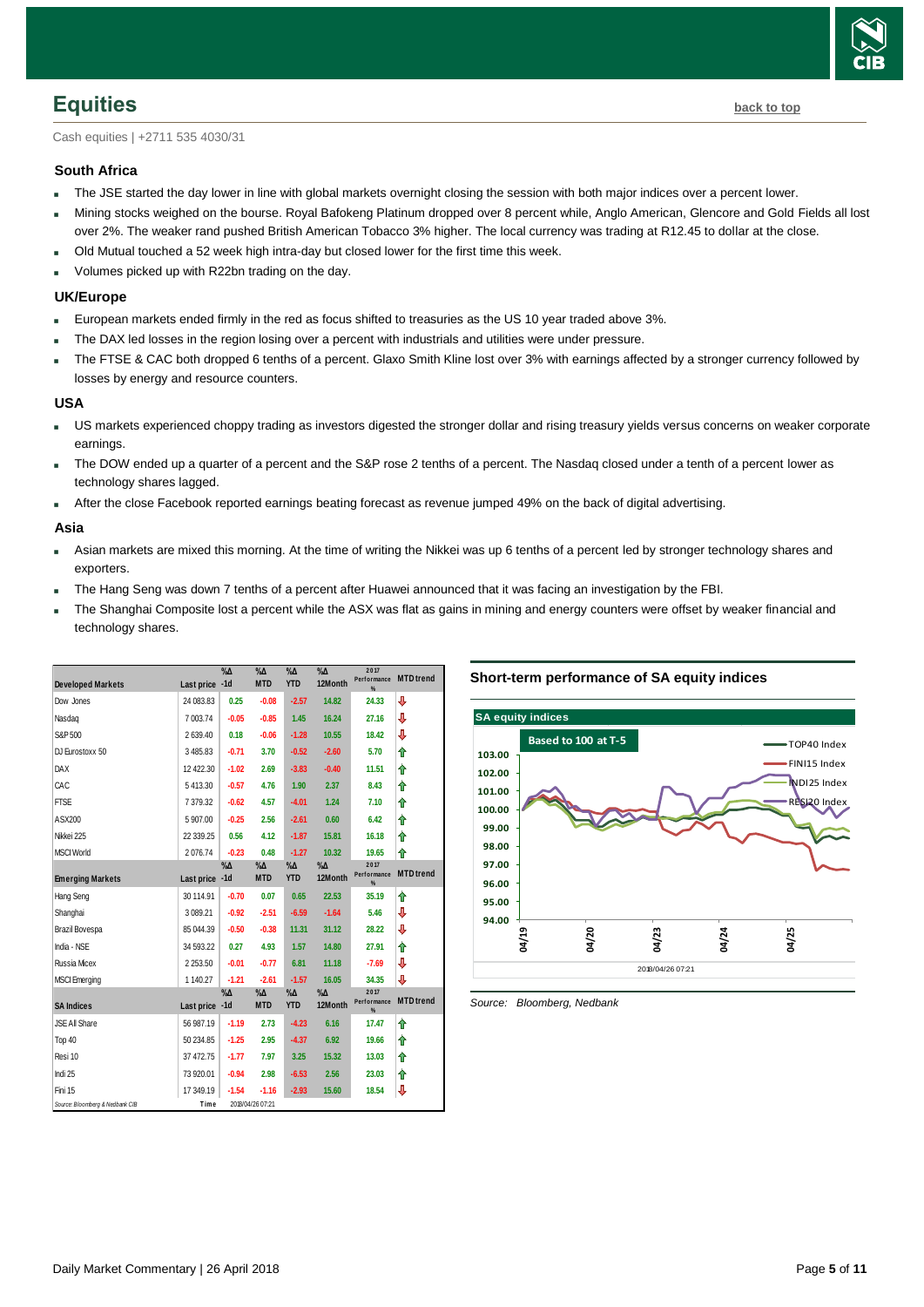# Equities

back to top

Cash equities | +2711 535 4030/31

### South Africa

- The JSE started the day lower in line with global markets overnight closing the session with both major indices over a percent lower.
- Mining stocks weighed on the bourse. Royal Bafokeng Platinum dropped over 8 percent while, Anglo American, Glencore and Gold Fields all lost over 2%. The weaker rand pushed British American Tobacco 3% higher. The local currency was trading at R12.45 to dollar at the close.
- Old Mutual touched a 52 week high intra-day but closed lower for the first time this week.
- Volumes picked up with R22bn trading on the day.

### UK/Europe

- European markets ended firmly in the red as focus shifted to treasuries as the US 10 year traded above 3%.
- The DAX led losses in the region losing over a percent with industrials and utilities were under pressure.
- The FTSE & CAC both dropped 6 tenths of a percent. Glaxo Smith Kline lost over 3% with earnings affected by a stronger currency followed by losses by energy and resource counters.

### USA

- US markets experienced choppy trading as investors digested the stronger dollar and rising treasury yields versus concerns on weaker corporate earnings.
- The DOW ended up a quarter of a percent and the S&P rose 2 tenths of a percent. The Nasdaq closed under a tenth of a percent lower as technology shares lagged.
- After the close Facebook reported earnings beating forecast as revenue jumped 49% on the back of digital advertising.

### Asia

- Asian markets are mixed this morning. At the time of writing the Nikkei was up 6 tenths of a percent led by stronger technology shares and exporters.
- The Hang Seng was down 7 tenths of a percent after Huawei announced that it was facing an investigation by the FBI.
- The Shanghai Composite lost a percent while the ASX was flat as gains in mining and energy counters were offset by weaker financial and technology shares.

| Developed Markets | Last price | %Δ -1d | %Δ MTD | %Δ YTD | %Δ 12Month | 2017 Performance % | MTD trend |
|---|---|---|---|---|---|---|---|
| Dow Jones | 24 083.83 | 0.25 | -0.08 | -2.57 | 14.82 | 24.33 | ⇩ |
| Nasdaq | 7 003.74 | -0.05 | -0.85 | 1.45 | 16.24 | 27.16 | ⇩ |
| S&P 500 | 2 639.40 | 0.18 | -0.06 | -1.28 | 10.55 | 18.42 | ⇩ |
| DJ Eurostoxx 50 | 3 485.83 | -0.71 | 3.70 | -0.52 | -2.60 | 5.70 | ⇧ |
| DAX | 12 422.30 | -1.02 | 2.69 | -3.83 | -0.40 | 11.51 | ⇧ |
| CAC | 5 413.30 | -0.57 | 4.76 | 1.90 | 2.37 | 8.43 | ⇧ |
| FTSE | 7 379.32 | -0.62 | 4.57 | -4.01 | 1.24 | 7.10 | ⇧ |
| ASX200 | 5 907.00 | -0.25 | 2.56 | -2.61 | 0.60 | 6.42 | ⇧ |
| Nikkei 225 | 22 339.25 | 0.56 | 4.12 | -1.87 | 15.81 | 16.18 | ⇧ |
| MSCI World | 2 076.74 | -0.23 | 0.48 | -1.27 | 10.32 | 19.65 | ⇧ |
| **Emerging Markets** | **Last price** | **%Δ -1d** | **%Δ MTD** | **%Δ YTD** | **%Δ 12Month** | **2017 Performance %** | **MTD trend** |
| Hang Seng | 30 114.91 | -0.70 | 0.07 | 0.65 | 22.53 | 35.19 | ⇧ |
| Shanghai | 3 089.21 | -0.92 | -2.51 | -6.59 | -1.64 | 5.46 | ⇩ |
| Brazil Bovespa | 85 044.39 | -0.50 | -0.38 | 11.31 | 31.12 | 28.22 | ⇩ |
| India - NSE | 34 593.22 | 0.27 | 4.93 | 1.57 | 14.80 | 27.91 | ⇧ |
| Russia Micex | 2 253.50 | -0.01 | -0.77 | 6.81 | 11.18 | -7.69 | ⇩ |
| MSCI Emerging | 1 140.27 | -1.21 | -2.61 | -1.57 | 16.05 | 34.35 | ⇩ |
| **SA Indices** | **Last price** | **%Δ -1d** | **%Δ MTD** | **%Δ YTD** | **%Δ 12Month** | **2017 Performance %** | **MTD trend** |
| JSE All Share | 56 987.19 | -1.19 | 2.73 | -4.23 | 6.16 | 17.47 | ⇧ |
| Top 40 | 50 234.85 | -1.25 | 2.95 | -4.37 | 6.92 | 19.66 | ⇧ |
| Resi 10 | 37 472.75 | -1.77 | 7.97 | 3.25 | 15.32 | 13.03 | ⇧ |
| Indi 25 | 73 920.01 | -0.94 | 2.98 | -6.53 | 2.56 | 23.03 | ⇧ |
| Fini 15 | 17 349.19 | -1.54 | -1.16 | -2.93 | 15.60 | 18.54 | ⇩ |

*Source: Bloomberg & Nedbank CIB* Time 2018/04/26 07:21

**Short-term performance of SA equity indices**

Source: Bloomberg, Nedbank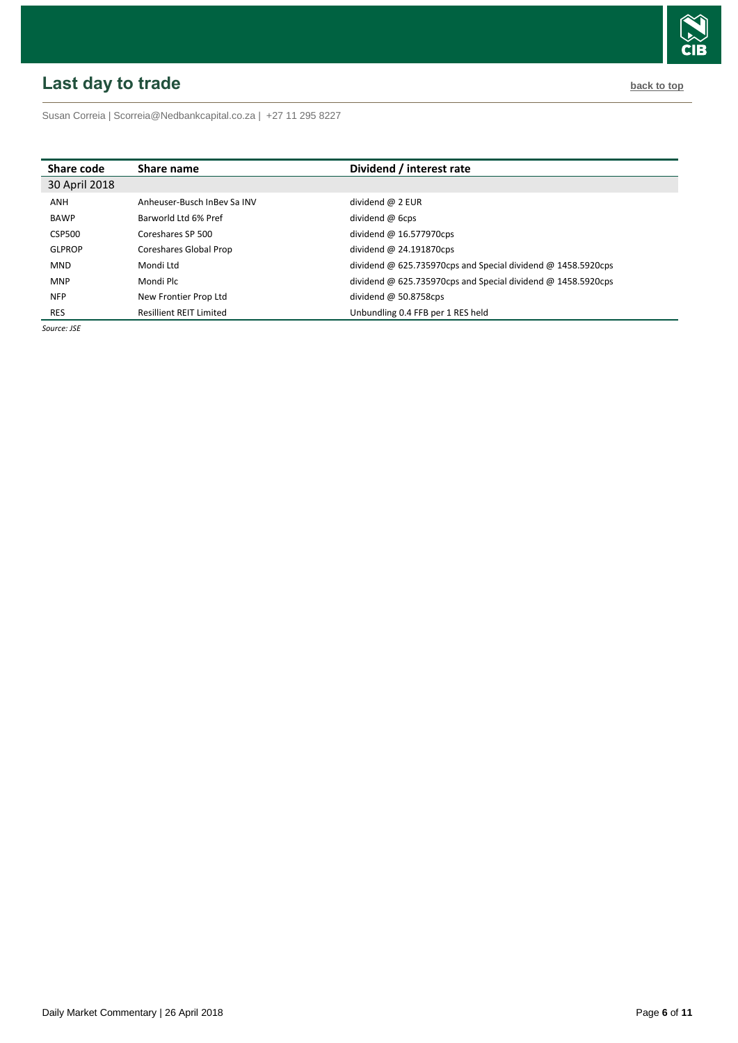## Last day to trade

back to top

Susan Correia | Scorreia@Nedbankcapital.co.za | +27 11 295 8227

| Share code | Share name | Dividend / interest rate |
|---|---|---|
| 30 April 2018 | | |
| ANH | Anheuser-Busch InBev Sa INV | dividend @ 2 EUR |
| BAWP | Barworld Ltd 6% Pref | dividend @ 6cps |
| CSP500 | Coreshares SP 500 | dividend @ 16.577970cps |
| GLPROP | Coreshares Global Prop | dividend @ 24.191870cps |
| MND | Mondi Ltd | dividend @ 625.735970cps and Special dividend @ 1458.5920cps |
| MNP | Mondi Plc | dividend @ 625.735970cps and Special dividend @ 1458.5920cps |
| NFP | New Frontier Prop Ltd | dividend @ 50.8758cps |
| RES | Resillient REIT Limited | Unbundling 0.4 FFB per 1 RES held |

*Source: JSE*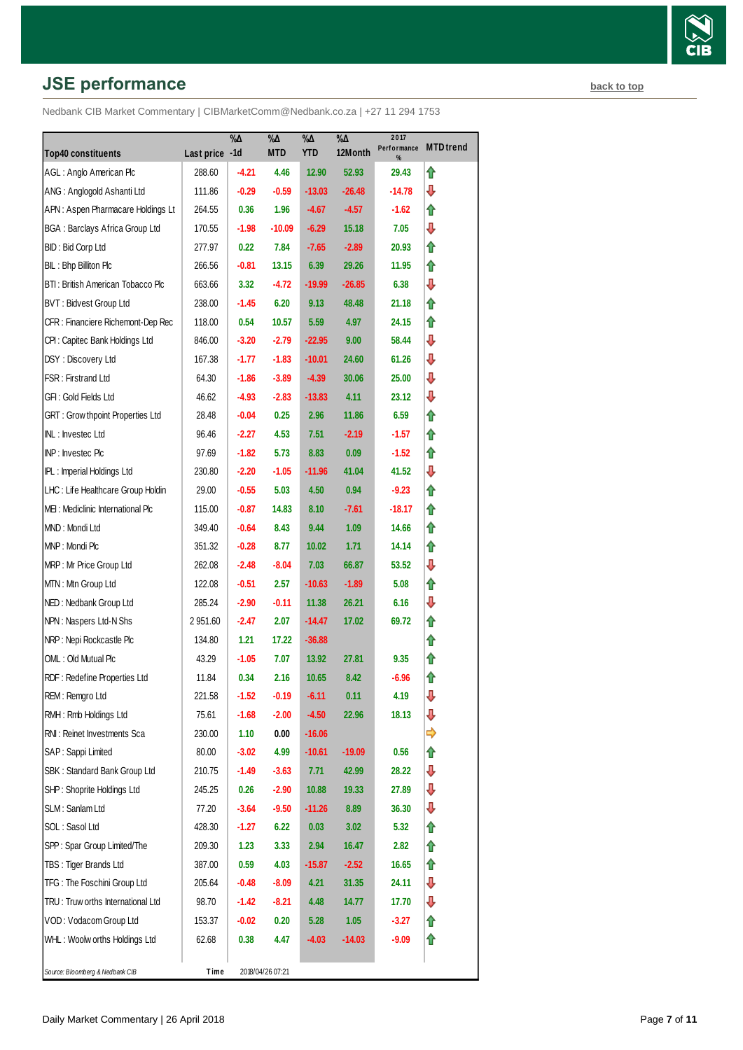## JSE performance

back to top

Nedbank CIB Market Commentary | CIBMarketComm@Nedbank.co.za | +27 11 294 1753

| Top40 constituents | Last price | %Δ -1d | %Δ MTD | %Δ YTD | %Δ 12Month | 2017 Performance % | MTD trend |
|---|---|---|---|---|---|---|---|
| AGL : Anglo American Plc | 288.60 | -4.21 | 4.46 | 12.90 | 52.93 | 29.43 | ⇧ |
| ANG : Anglogold Ashanti Ltd | 111.86 | -0.29 | -0.59 | -13.03 | -26.48 | -14.78 | ⇩ |
| APN : Aspen Pharmacare Holdings Lt | 264.55 | 0.36 | 1.96 | -4.67 | -4.57 | -1.62 | ⇧ |
| BGA : Barclays Africa Group Ltd | 170.55 | -1.98 | -10.09 | -6.29 | 15.18 | 7.05 | ⇩ |
| BID : Bid Corp Ltd | 277.97 | 0.22 | 7.84 | -7.65 | -2.89 | 20.93 | ⇧ |
| BIL : Bhp Billiton Plc | 266.56 | -0.81 | 13.15 | 6.39 | 29.26 | 11.95 | ⇧ |
| BTI : British American Tobacco Plc | 663.66 | 3.32 | -4.72 | -19.99 | -26.85 | 6.38 | ⇩ |
| BVT : Bidvest Group Ltd | 238.00 | -1.45 | 6.20 | 9.13 | 48.48 | 21.18 | ⇧ |
| CFR : Financiere Richemont-Dep Rec | 118.00 | 0.54 | 10.57 | 5.59 | 4.97 | 24.15 | ⇧ |
| CPI : Capitec Bank Holdings Ltd | 846.00 | -3.20 | -2.79 | -22.95 | 9.00 | 58.44 | ⇩ |
| DSY : Discovery Ltd | 167.38 | -1.77 | -1.83 | -10.01 | 24.60 | 61.26 | ⇩ |
| FSR : Firstrand Ltd | 64.30 | -1.86 | -3.89 | -4.39 | 30.06 | 25.00 | ⇩ |
| GFI : Gold Fields Ltd | 46.62 | -4.93 | -2.83 | -13.83 | 4.11 | 23.12 | ⇩ |
| GRT : Growthpoint Properties Ltd | 28.48 | -0.04 | 0.25 | 2.96 | 11.86 | 6.59 | ⇧ |
| INL : Investec Ltd | 96.46 | -2.27 | 4.53 | 7.51 | -2.19 | -1.57 | ⇧ |
| INP : Investec Plc | 97.69 | -1.82 | 5.73 | 8.83 | 0.09 | -1.52 | ⇧ |
| IPL : Imperial Holdings Ltd | 230.80 | -2.20 | -1.05 | -11.96 | 41.04 | 41.52 | ⇩ |
| LHC : Life Healthcare Group Holdin | 29.00 | -0.55 | 5.03 | 4.50 | 0.94 | -9.23 | ⇧ |
| MEI : Mediclinic International Plc | 115.00 | -0.87 | 14.83 | 8.10 | -7.61 | -18.17 | ⇧ |
| MND : Mondi Ltd | 349.40 | -0.64 | 8.43 | 9.44 | 1.09 | 14.66 | ⇧ |
| MNP : Mondi Plc | 351.32 | -0.28 | 8.77 | 10.02 | 1.71 | 14.14 | ⇧ |
| MRP : Mr Price Group Ltd | 262.08 | -2.48 | -8.04 | 7.03 | 66.87 | 53.52 | ⇩ |
| MTN : Mtn Group Ltd | 122.08 | -0.51 | 2.57 | -10.63 | -1.89 | 5.08 | ⇧ |
| NED : Nedbank Group Ltd | 285.24 | -2.90 | -0.11 | 11.38 | 26.21 | 6.16 | ⇩ |
| NPN : Naspers Ltd-N Shs | 2 951.60 | -2.47 | 2.07 | -14.47 | 17.02 | 69.72 | ⇧ |
| NRP : Nepi Rockcastle Plc | 134.80 | 1.21 | 17.22 | -36.88 | | | ⇧ |
| OML : Old Mutual Plc | 43.29 | -1.05 | 7.07 | 13.92 | 27.81 | 9.35 | ⇧ |
| RDF : Redefine Properties Ltd | 11.84 | 0.34 | 2.16 | 10.65 | 8.42 | -6.96 | ⇧ |
| REM : Remgro Ltd | 221.58 | -1.52 | -0.19 | -6.11 | 0.11 | 4.19 | ⇩ |
| RMH : Rmb Holdings Ltd | 75.61 | -1.68 | -2.00 | -4.50 | 22.96 | 18.13 | ⇩ |
| RNI : Reinet Investments Sca | 230.00 | 1.10 | 0.00 | -16.06 | | | ⇨ |
| SAP : Sappi Limited | 80.00 | -3.02 | 4.99 | -10.61 | -19.09 | 0.56 | ⇧ |
| SBK : Standard Bank Group Ltd | 210.75 | -1.49 | -3.63 | 7.71 | 42.99 | 28.22 | ⇩ |
| SHP : Shoprite Holdings Ltd | 245.25 | 0.26 | -2.90 | 10.88 | 19.33 | 27.89 | ⇩ |
| SLM : Sanlam Ltd | 77.20 | -3.64 | -9.50 | -11.26 | 8.89 | 36.30 | ⇩ |
| SOL : Sasol Ltd | 428.30 | -1.27 | 6.22 | 0.03 | 3.02 | 5.32 | ⇧ |
| SPP : Spar Group Limited/The | 209.30 | 1.23 | 3.33 | 2.94 | 16.47 | 2.82 | ⇧ |
| TBS : Tiger Brands Ltd | 387.00 | 0.59 | 4.03 | -15.87 | -2.52 | 16.65 | ⇧ |
| TFG : The Foschini Group Ltd | 205.64 | -0.48 | -8.09 | 4.21 | 31.35 | 24.11 | ⇩ |
| TRU : Truworths International Ltd | 98.70 | -1.42 | -8.21 | 4.48 | 14.77 | 17.70 | ⇩ |
| VOD : Vodacom Group Ltd | 153.37 | -0.02 | 0.20 | 5.28 | 1.05 | -3.27 | ⇧ |
| WHL : Woolworths Holdings Ltd | 62.68 | 0.38 | 4.47 | -4.03 | -14.03 | -9.09 | ⇧ |

*Source: Bloomberg & Nedbank CIB* Time 2018/04/26 07:21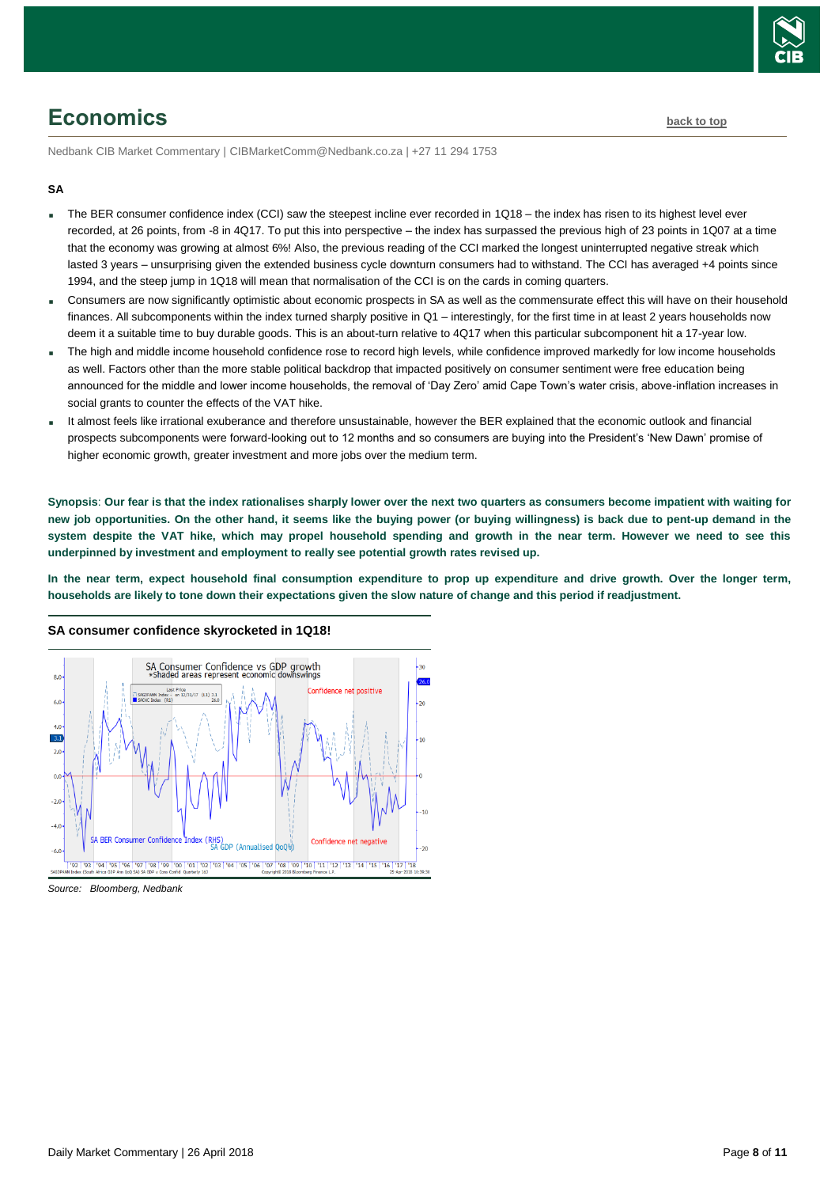# Economics

Nedbank CIB Market Commentary | CIBMarketComm@Nedbank.co.za | +27 11 294 1753

**SA**

- The BER consumer confidence index (CCI) saw the steepest incline ever recorded in 1Q18 – the index has risen to its highest level ever recorded, at 26 points, from -8 in 4Q17. To put this into perspective – the index has surpassed the previous high of 23 points in 1Q07 at a time that the economy was growing at almost 6%! Also, the previous reading of the CCI marked the longest uninterrupted negative streak which lasted 3 years – unsurprising given the extended business cycle downturn consumers had to withstand. The CCI has averaged +4 points since 1994, and the steep jump in 1Q18 will mean that normalisation of the CCI is on the cards in coming quarters.
- Consumers are now significantly optimistic about economic prospects in SA as well as the commensurate effect this will have on their household finances. All subcomponents within the index turned sharply positive in Q1 – interestingly, for the first time in at least 2 years households now deem it a suitable time to buy durable goods. This is an about-turn relative to 4Q17 when this particular subcomponent hit a 17-year low.
- The high and middle income household confidence rose to record high levels, while confidence improved markedly for low income households as well. Factors other than the more stable political backdrop that impacted positively on consumer sentiment were free education being announced for the middle and lower income households, the removal of 'Day Zero' amid Cape Town's water crisis, above-inflation increases in social grants to counter the effects of the VAT hike.
- It almost feels like irrational exuberance and therefore unsustainable, however the BER explained that the economic outlook and financial prospects subcomponents were forward-looking out to 12 months and so consumers are buying into the President's 'New Dawn' promise of higher economic growth, greater investment and more jobs over the medium term.

**Synopsis**: **Our fear is that the index rationalises sharply lower over the next two quarters as consumers become impatient with waiting for new job opportunities. On the other hand, it seems like the buying power (or buying willingness) is back due to pent-up demand in the system despite the VAT hike, which may propel household spending and growth in the near term. However we need to see this underpinned by investment and employment to really see potential growth rates revised up.**

**In the near term, expect household final consumption expenditure to prop up expenditure and drive growth. Over the longer term, households are likely to tone down their expectations given the slow nature of change and this period if readjustment.**

**SA consumer confidence skyrocketed in 1Q18!**

*Source: Bloomberg, Nedbank*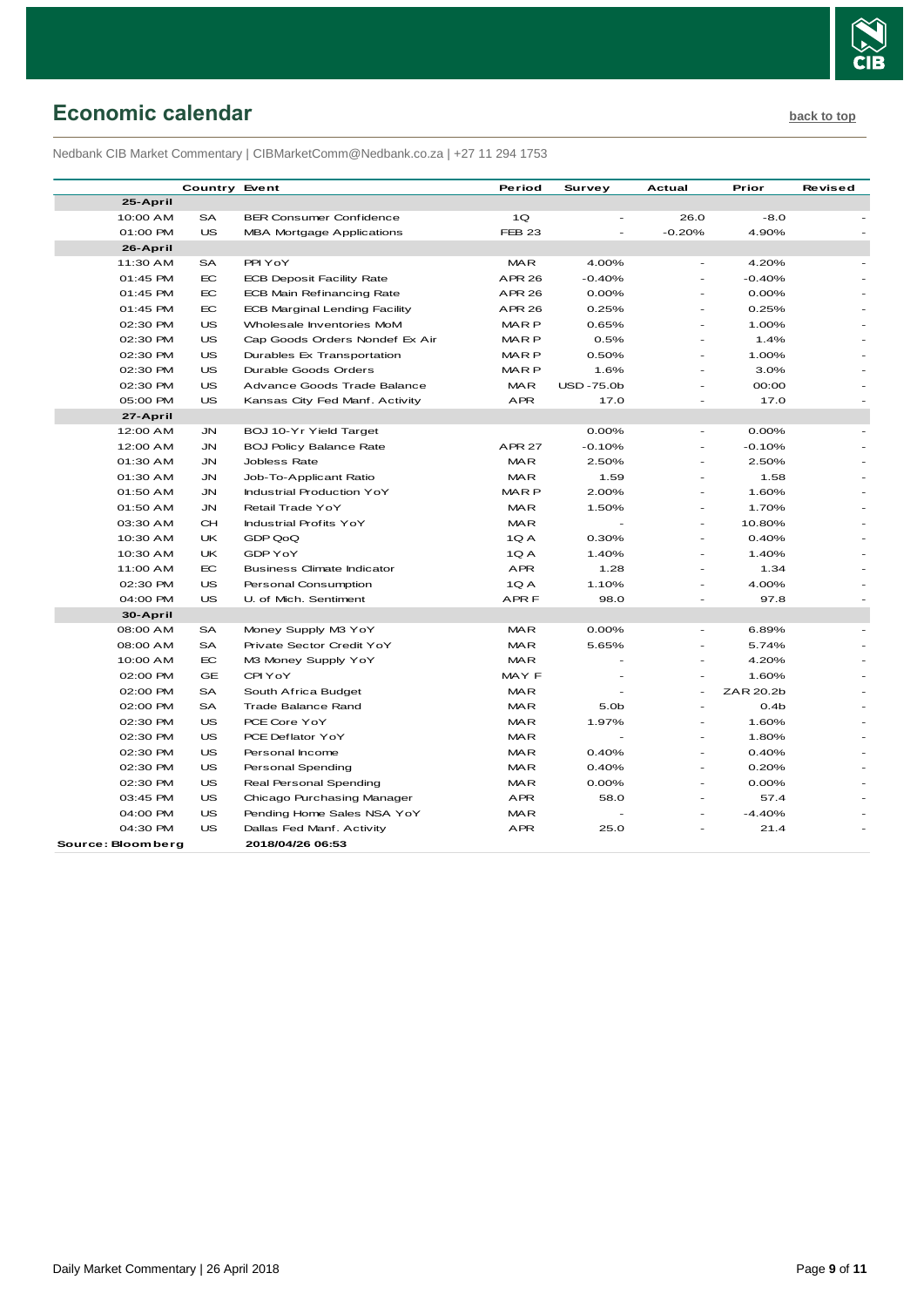## Economic calendar

back to top

Nedbank CIB Market Commentary | CIBMarketComm@Nedbank.co.za | +27 11 294 1753

| | Country | Event | Period | Survey | Actual | Prior | Revised |
|---|---|---|---|---|---|---|---|
| **25-April** | | | | | | | |
| 10:00 AM | SA | BER Consumer Confidence | 1Q | - | 26.0 | -8.0 | - |
| 01:00 PM | US | MBA Mortgage Applications | FEB 23 | - | -0.20% | 4.90% | - |
| **26-April** | | | | | | | |
| 11:30 AM | SA | PPI YoY | MAR | 4.00% | - | 4.20% | - |
| 01:45 PM | EC | ECB Deposit Facility Rate | APR 26 | -0.40% | - | -0.40% | - |
| 01:45 PM | EC | ECB Main Refinancing Rate | APR 26 | 0.00% | - | 0.00% | - |
| 01:45 PM | EC | ECB Marginal Lending Facility | APR 26 | 0.25% | - | 0.25% | - |
| 02:30 PM | US | Wholesale Inventories MoM | MAR P | 0.65% | - | 1.00% | - |
| 02:30 PM | US | Cap Goods Orders Nondef Ex Air | MAR P | 0.5% | - | 1.4% | - |
| 02:30 PM | US | Durables Ex Transportation | MAR P | 0.50% | - | 1.00% | - |
| 02:30 PM | US | Durable Goods Orders | MAR P | 1.6% | - | 3.0% | - |
| 02:30 PM | US | Advance Goods Trade Balance | MAR | USD -75.0b | - | 00:00 | - |
| 05:00 PM | US | Kansas City Fed Manf. Activity | APR | 17.0 | - | 17.0 | - |
| **27-April** | | | | | | | |
| 12:00 AM | JN | BOJ 10-Yr Yield Target | | 0.00% | - | 0.00% | - |
| 12:00 AM | JN | BOJ Policy Balance Rate | APR 27 | -0.10% | - | -0.10% | - |
| 01:30 AM | JN | Jobless Rate | MAR | 2.50% | - | 2.50% | - |
| 01:30 AM | JN | Job-To-Applicant Ratio | MAR | 1.59 | - | 1.58 | - |
| 01:50 AM | JN | Industrial Production YoY | MAR P | 2.00% | - | 1.60% | - |
| 01:50 AM | JN | Retail Trade YoY | MAR | 1.50% | - | 1.70% | - |
| 03:30 AM | CH | Industrial Profits YoY | MAR | - | - | 10.80% | - |
| 10:30 AM | UK | GDP QoQ | 1Q A | 0.30% | - | 0.40% | - |
| 10:30 AM | UK | GDP YoY | 1Q A | 1.40% | - | 1.40% | - |
| 11:00 AM | EC | Business Climate Indicator | APR | 1.28 | - | 1.34 | - |
| 02:30 PM | US | Personal Consumption | 1Q A | 1.10% | - | 4.00% | - |
| 04:00 PM | US | U. of Mich. Sentiment | APR F | 98.0 | - | 97.8 | - |
| **30-April** | | | | | | | |
| 08:00 AM | SA | Money Supply M3 YoY | MAR | 0.00% | - | 6.89% | - |
| 08:00 AM | SA | Private Sector Credit YoY | MAR | 5.65% | - | 5.74% | - |
| 10:00 AM | EC | M3 Money Supply YoY | MAR | - | - | 4.20% | - |
| 02:00 PM | GE | CPI YoY | MAY F | - | - | 1.60% | - |
| 02:00 PM | SA | South Africa Budget | MAR | - | - | ZAR 20.2b | - |
| 02:00 PM | SA | Trade Balance Rand | MAR | 5.0b | - | 0.4b | - |
| 02:30 PM | US | PCE Core YoY | MAR | 1.97% | - | 1.60% | - |
| 02:30 PM | US | PCE Deflator YoY | MAR | - | - | 1.80% | - |
| 02:30 PM | US | Personal Income | MAR | 0.40% | - | 0.40% | - |
| 02:30 PM | US | Personal Spending | MAR | 0.40% | - | 0.20% | - |
| 02:30 PM | US | Real Personal Spending | MAR | 0.00% | - | 0.00% | - |
| 03:45 PM | US | Chicago Purchasing Manager | APR | 58.0 | - | 57.4 | - |
| 04:00 PM | US | Pending Home Sales NSA YoY | MAR | - | - | -4.40% | - |
| 04:30 PM | US | Dallas Fed Manf. Activity | APR | 25.0 | - | 21.4 | - |

**Source: Bloomberg** **2018/04/26 06:53**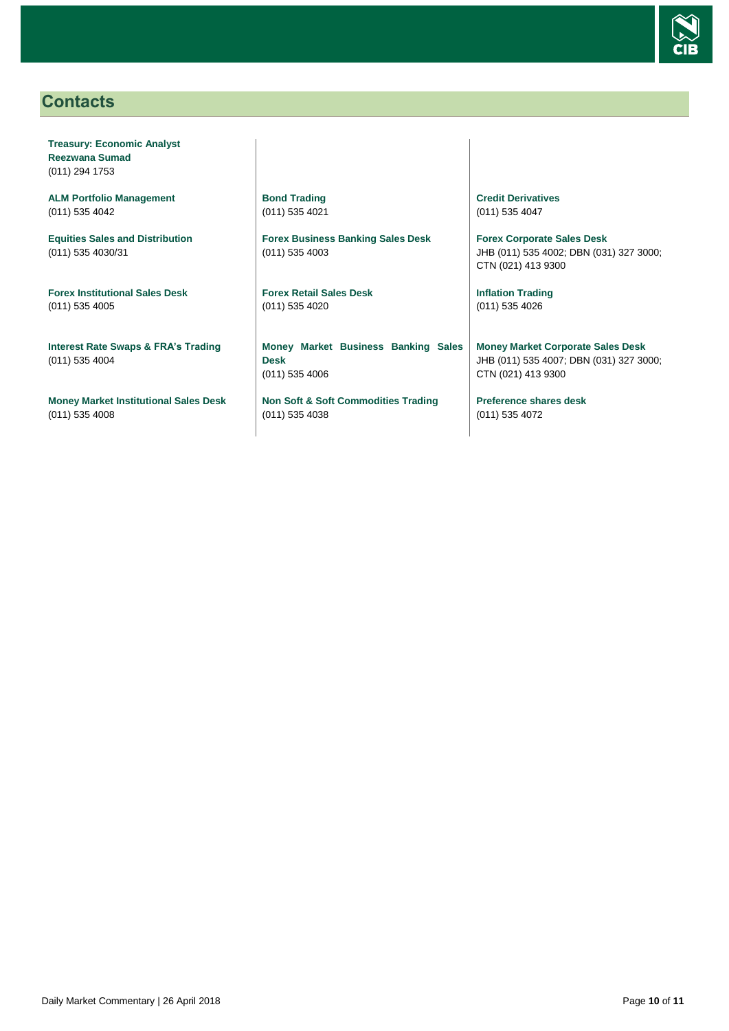## Contacts

**Treasury: Economic Analyst**
**Reezwana Sumad**
(011) 294 1753

**ALM Portfolio Management**
(011) 535 4042

**Equities Sales and Distribution**
(011) 535 4030/31

**Forex Institutional Sales Desk**
(011) 535 4005

**Interest Rate Swaps & FRA's Trading**
(011) 535 4004

**Money Market Institutional Sales Desk**
(011) 535 4008

**Bond Trading**
(011) 535 4021

**Forex Business Banking Sales Desk**
(011) 535 4003

**Forex Retail Sales Desk**
(011) 535 4020

**Money Market Business Banking Sales Desk**
(011) 535 4006

**Non Soft & Soft Commodities Trading**
(011) 535 4038

**Credit Derivatives**
(011) 535 4047

**Forex Corporate Sales Desk**
JHB (011) 535 4002; DBN (031) 327 3000; CTN (021) 413 9300

**Inflation Trading**
(011) 535 4026

**Money Market Corporate Sales Desk**
JHB (011) 535 4007; DBN (031) 327 3000; CTN (021) 413 9300

**Preference shares desk**
(011) 535 4072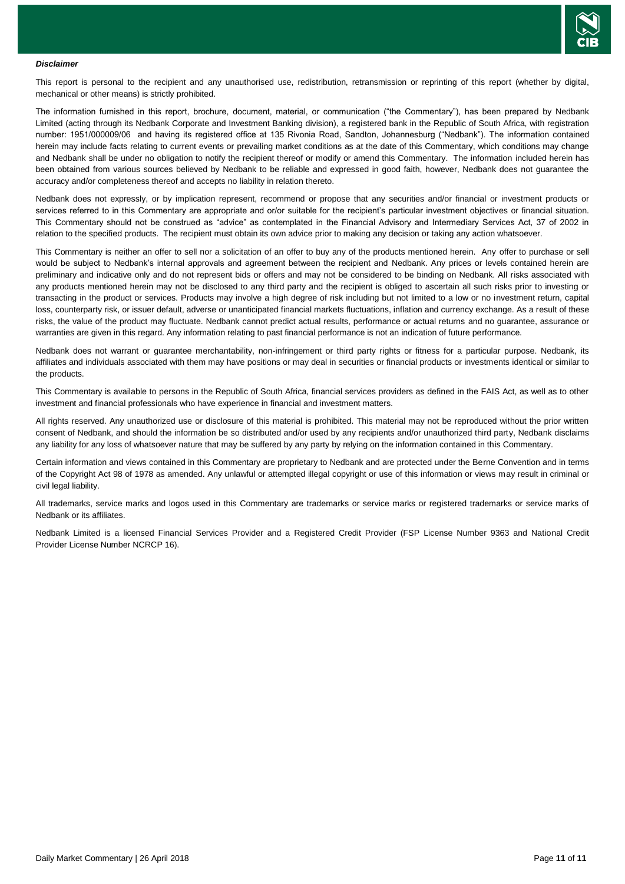***Disclaimer***

This report is personal to the recipient and any unauthorised use, redistribution, retransmission or reprinting of this report (whether by digital, mechanical or other means) is strictly prohibited.

The information furnished in this report, brochure, document, material, or communication ("the Commentary"), has been prepared by Nedbank Limited (acting through its Nedbank Corporate and Investment Banking division), a registered bank in the Republic of South Africa, with registration number: 1951/000009/06 and having its registered office at 135 Rivonia Road, Sandton, Johannesburg ("Nedbank"). The information contained herein may include facts relating to current events or prevailing market conditions as at the date of this Commentary, which conditions may change and Nedbank shall be under no obligation to notify the recipient thereof or modify or amend this Commentary. The information included herein has been obtained from various sources believed by Nedbank to be reliable and expressed in good faith, however, Nedbank does not guarantee the accuracy and/or completeness thereof and accepts no liability in relation thereto.

Nedbank does not expressly, or by implication represent, recommend or propose that any securities and/or financial or investment products or services referred to in this Commentary are appropriate and or/or suitable for the recipient's particular investment objectives or financial situation. This Commentary should not be construed as "advice" as contemplated in the Financial Advisory and Intermediary Services Act, 37 of 2002 in relation to the specified products. The recipient must obtain its own advice prior to making any decision or taking any action whatsoever.

This Commentary is neither an offer to sell nor a solicitation of an offer to buy any of the products mentioned herein. Any offer to purchase or sell would be subject to Nedbank's internal approvals and agreement between the recipient and Nedbank. Any prices or levels contained herein are preliminary and indicative only and do not represent bids or offers and may not be considered to be binding on Nedbank. All risks associated with any products mentioned herein may not be disclosed to any third party and the recipient is obliged to ascertain all such risks prior to investing or transacting in the product or services. Products may involve a high degree of risk including but not limited to a low or no investment return, capital loss, counterparty risk, or issuer default, adverse or unanticipated financial markets fluctuations, inflation and currency exchange. As a result of these risks, the value of the product may fluctuate. Nedbank cannot predict actual results, performance or actual returns and no guarantee, assurance or warranties are given in this regard. Any information relating to past financial performance is not an indication of future performance.

Nedbank does not warrant or guarantee merchantability, non-infringement or third party rights or fitness for a particular purpose. Nedbank, its affiliates and individuals associated with them may have positions or may deal in securities or financial products or investments identical or similar to the products.

This Commentary is available to persons in the Republic of South Africa, financial services providers as defined in the FAIS Act, as well as to other investment and financial professionals who have experience in financial and investment matters.

All rights reserved. Any unauthorized use or disclosure of this material is prohibited. This material may not be reproduced without the prior written consent of Nedbank, and should the information be so distributed and/or used by any recipients and/or unauthorized third party, Nedbank disclaims any liability for any loss of whatsoever nature that may be suffered by any party by relying on the information contained in this Commentary.

Certain information and views contained in this Commentary are proprietary to Nedbank and are protected under the Berne Convention and in terms of the Copyright Act 98 of 1978 as amended. Any unlawful or attempted illegal copyright or use of this information or views may result in criminal or civil legal liability.

All trademarks, service marks and logos used in this Commentary are trademarks or service marks or registered trademarks or service marks of Nedbank or its affiliates.

Nedbank Limited is a licensed Financial Services Provider and a Registered Credit Provider (FSP License Number 9363 and National Credit Provider License Number NCRCP 16).